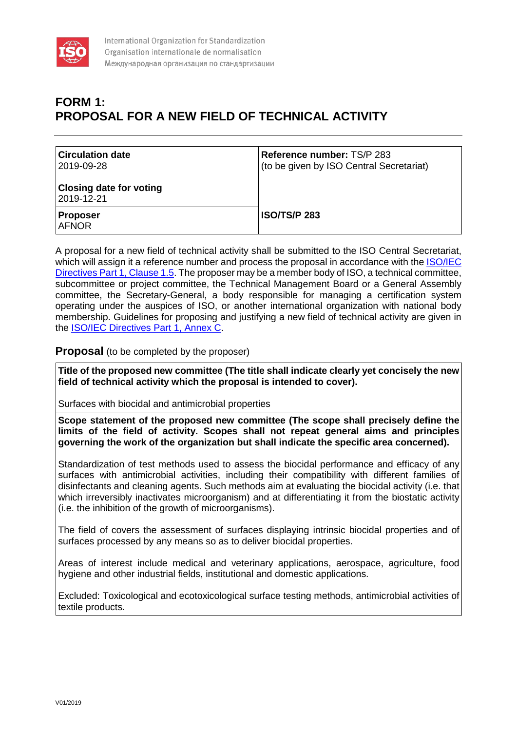International Organization for Standardization
Organisation internationale de normalisation
Международная организация по стандартизации

# FORM 1: PROPOSAL FOR A NEW FIELD OF TECHNICAL ACTIVITY

| **Circulation date**<br>2019-09-28<br><br>**Closing date for voting**<br>2019-12-21 | **Reference number:** TS/P 283<br>(to be given by ISO Central Secretariat) |
|---|---|
| **Proposer**<br>AFNOR | **ISO/TS/P 283** |

A proposal for a new field of technical activity shall be submitted to the ISO Central Secretariat, which will assign it a reference number and process the proposal in accordance with the ISO/IEC Directives Part 1, Clause 1.5. The proposer may be a member body of ISO, a technical committee, subcommittee or project committee, the Technical Management Board or a General Assembly committee, the Secretary-General, a body responsible for managing a certification system operating under the auspices of ISO, or another international organization with national body membership. Guidelines for proposing and justifying a new field of technical activity are given in the ISO/IEC Directives Part 1, Annex C.

## Proposal (to be completed by the proposer)

**Title of the proposed new committee (The title shall indicate clearly yet concisely the new field of technical activity which the proposal is intended to cover).**

Surfaces with biocidal and antimicrobial properties

**Scope statement of the proposed new committee (The scope shall precisely define the limits of the field of activity. Scopes shall not repeat general aims and principles governing the work of the organization but shall indicate the specific area concerned).**

Standardization of test methods used to assess the biocidal performance and efficacy of any surfaces with antimicrobial activities, including their compatibility with different families of disinfectants and cleaning agents. Such methods aim at evaluating the biocidal activity (i.e. that which irreversibly inactivates microorganism) and at differentiating it from the biostatic activity (i.e. the inhibition of the growth of microorganisms).

The field of covers the assessment of surfaces displaying intrinsic biocidal properties and of surfaces processed by any means so as to deliver biocidal properties.

Areas of interest include medical and veterinary applications, aerospace, agriculture, food hygiene and other industrial fields, institutional and domestic applications.

Excluded: Toxicological and ecotoxicological surface testing methods, antimicrobial activities of textile products.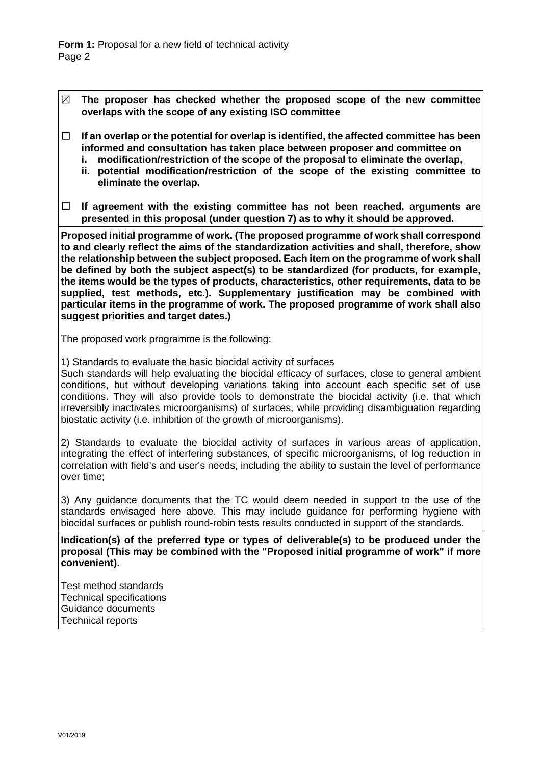**Form 1:** Proposal for a new field of technical activity
Page 2

☒ **The proposer has checked whether the proposed scope of the new committee overlaps with the scope of any existing ISO committee**

☐ **If an overlap or the potential for overlap is identified, the affected committee has been informed and consultation has taken place between proposer and committee on**
   **i. modification/restriction of the scope of the proposal to eliminate the overlap,**
   **ii. potential modification/restriction of the scope of the existing committee to eliminate the overlap.**

☐ **If agreement with the existing committee has not been reached, arguments are presented in this proposal (under question 7) as to why it should be approved.**

**Proposed initial programme of work. (The proposed programme of work shall correspond to and clearly reflect the aims of the standardization activities and shall, therefore, show the relationship between the subject proposed. Each item on the programme of work shall be defined by both the subject aspect(s) to be standardized (for products, for example, the items would be the types of products, characteristics, other requirements, data to be supplied, test methods, etc.). Supplementary justification may be combined with particular items in the programme of work. The proposed programme of work shall also suggest priorities and target dates.)**

The proposed work programme is the following:

1) Standards to evaluate the basic biocidal activity of surfaces
Such standards will help evaluating the biocidal efficacy of surfaces, close to general ambient conditions, but without developing variations taking into account each specific set of use conditions. They will also provide tools to demonstrate the biocidal activity (i.e. that which irreversibly inactivates microorganisms) of surfaces, while providing disambiguation regarding biostatic activity (i.e. inhibition of the growth of microorganisms).

2) Standards to evaluate the biocidal activity of surfaces in various areas of application, integrating the effect of interfering substances, of specific microorganisms, of log reduction in correlation with field's and user's needs, including the ability to sustain the level of performance over time;

3) Any guidance documents that the TC would deem needed in support to the use of the standards envisaged here above. This may include guidance for performing hygiene with biocidal surfaces or publish round-robin tests results conducted in support of the standards.

**Indication(s) of the preferred type or types of deliverable(s) to be produced under the proposal (This may be combined with the "Proposed initial programme of work" if more convenient).**

Test method standards
Technical specifications
Guidance documents
Technical reports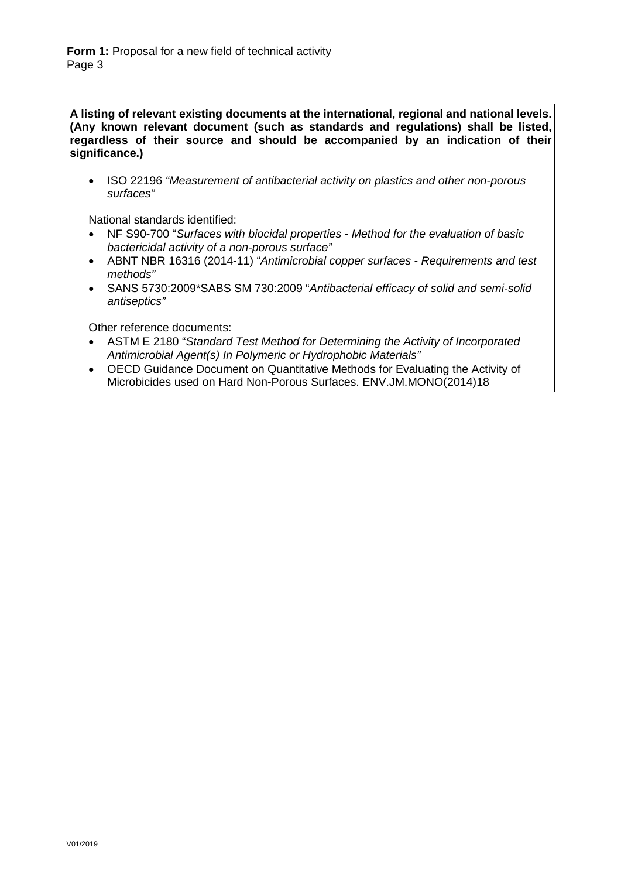**A listing of relevant existing documents at the international, regional and national levels. (Any known relevant document (such as standards and regulations) shall be listed, regardless of their source and should be accompanied by an indication of their significance.)**

- ISO 22196 *"Measurement of antibacterial activity on plastics and other non-porous surfaces"*

National standards identified:

- NF S90-700 "*Surfaces with biocidal properties - Method for the evaluation of basic bactericidal activity of a non-porous surface"*
- ABNT NBR 16316 (2014-11) "*Antimicrobial copper surfaces - Requirements and test methods"*
- SANS 5730:2009*SABS SM 730:2009 "*Antibacterial efficacy of solid and semi-solid antiseptics"*

Other reference documents:

- ASTM E 2180 "*Standard Test Method for Determining the Activity of Incorporated Antimicrobial Agent(s) In Polymeric or Hydrophobic Materials"*
- OECD Guidance Document on Quantitative Methods for Evaluating the Activity of Microbicides used on Hard Non-Porous Surfaces. ENV.JM.MONO(2014)18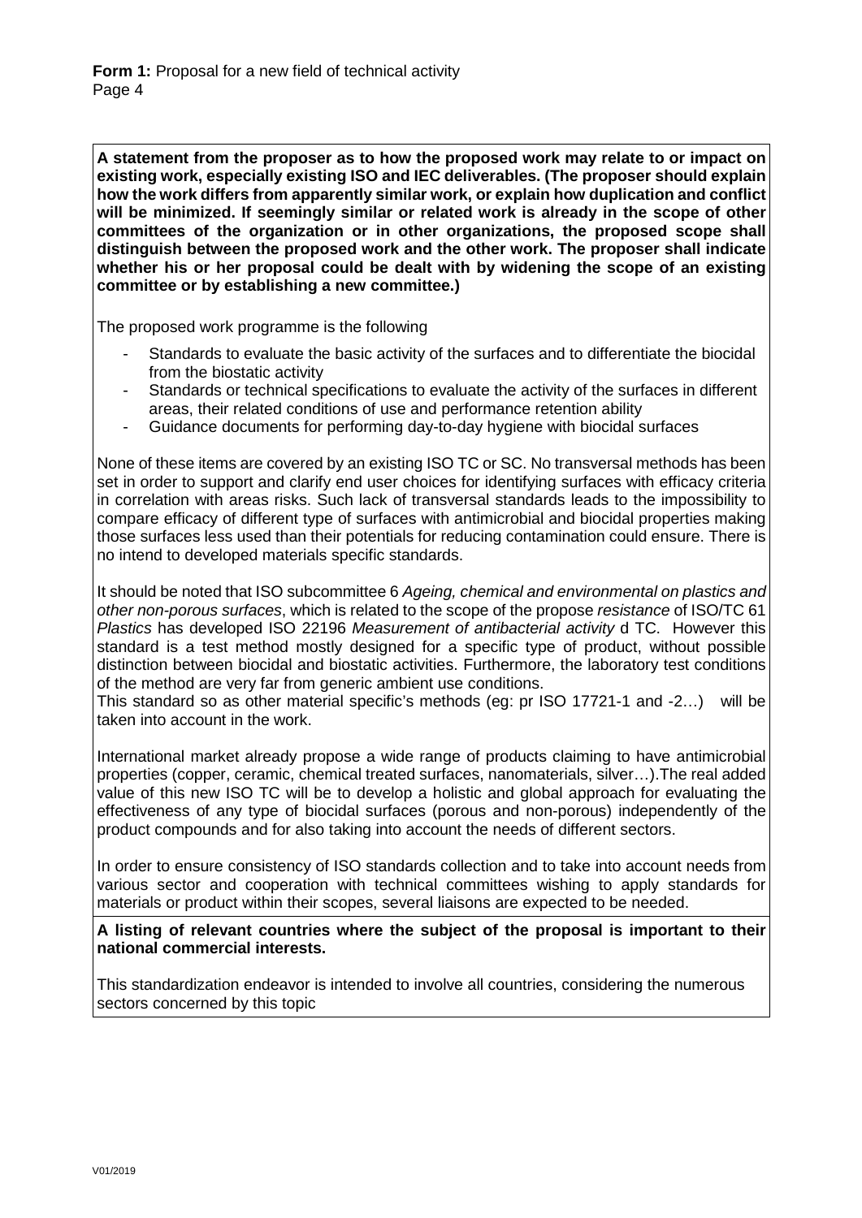**A statement from the proposer as to how the proposed work may relate to or impact on existing work, especially existing ISO and IEC deliverables. (The proposer should explain how the work differs from apparently similar work, or explain how duplication and conflict will be minimized. If seemingly similar or related work is already in the scope of other committees of the organization or in other organizations, the proposed scope shall distinguish between the proposed work and the other work. The proposer shall indicate whether his or her proposal could be dealt with by widening the scope of an existing committee or by establishing a new committee.)**

The proposed work programme is the following

- Standards to evaluate the basic activity of the surfaces and to differentiate the biocidal from the biostatic activity
- Standards or technical specifications to evaluate the activity of the surfaces in different areas, their related conditions of use and performance retention ability
- Guidance documents for performing day-to-day hygiene with biocidal surfaces

None of these items are covered by an existing ISO TC or SC. No transversal methods has been set in order to support and clarify end user choices for identifying surfaces with efficacy criteria in correlation with areas risks. Such lack of transversal standards leads to the impossibility to compare efficacy of different type of surfaces with antimicrobial and biocidal properties making those surfaces less used than their potentials for reducing contamination could ensure. There is no intend to developed materials specific standards.

It should be noted that ISO subcommittee 6 *Ageing, chemical and environmental on plastics and other non-porous surfaces*, which is related to the scope of the propose *resistance* of ISO/TC 61 *Plastics* has developed ISO 22196 *Measurement of antibacterial activity* d TC. However this standard is a test method mostly designed for a specific type of product, without possible distinction between biocidal and biostatic activities. Furthermore, the laboratory test conditions of the method are very far from generic ambient use conditions.
This standard so as other material specific's methods (eg: pr ISO 17721-1 and -2…) will be taken into account in the work.

International market already propose a wide range of products claiming to have antimicrobial properties (copper, ceramic, chemical treated surfaces, nanomaterials, silver…).The real added value of this new ISO TC will be to develop a holistic and global approach for evaluating the effectiveness of any type of biocidal surfaces (porous and non-porous) independently of the product compounds and for also taking into account the needs of different sectors.

In order to ensure consistency of ISO standards collection and to take into account needs from various sector and cooperation with technical committees wishing to apply standards for materials or product within their scopes, several liaisons are expected to be needed.

**A listing of relevant countries where the subject of the proposal is important to their national commercial interests.**

This standardization endeavor is intended to involve all countries, considering the numerous sectors concerned by this topic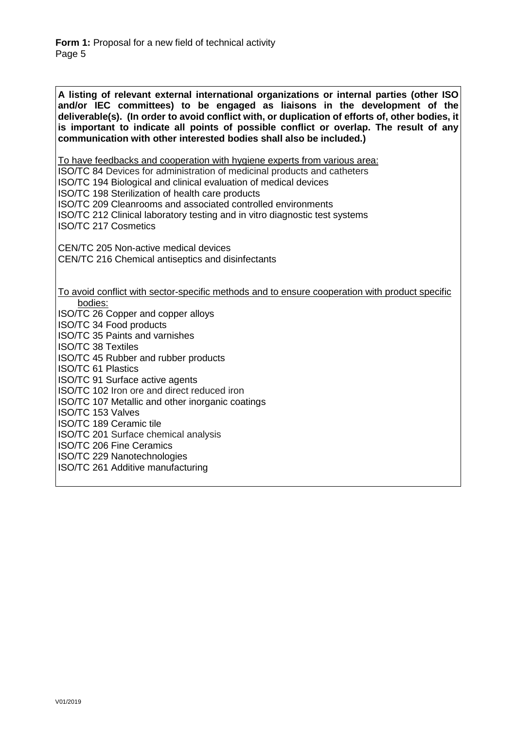**A listing of relevant external international organizations or internal parties (other ISO and/or IEC committees) to be engaged as liaisons in the development of the deliverable(s). (In order to avoid conflict with, or duplication of efforts of, other bodies, it is important to indicate all points of possible conflict or overlap. The result of any communication with other interested bodies shall also be included.)**

<u>To have feedbacks and cooperation with hygiene experts from various area:</u>

ISO/TC 84 Devices for administration of medicinal products and catheters
ISO/TC 194 Biological and clinical evaluation of medical devices
ISO/TC 198 Sterilization of health care products
ISO/TC 209 Cleanrooms and associated controlled environments
ISO/TC 212 Clinical laboratory testing and in vitro diagnostic test systems
ISO/TC 217 Cosmetics

CEN/TC 205 Non-active medical devices
CEN/TC 216 Chemical antiseptics and disinfectants

<u>To avoid conflict with sector-specific methods and to ensure cooperation with product specific bodies:</u>

ISO/TC 26 Copper and copper alloys
ISO/TC 34 Food products
ISO/TC 35 Paints and varnishes
ISO/TC 38 Textiles
ISO/TC 45 Rubber and rubber products
ISO/TC 61 Plastics
ISO/TC 91 Surface active agents
ISO/TC 102 Iron ore and direct reduced iron
ISO/TC 107 Metallic and other inorganic coatings
ISO/TC 153 Valves
ISO/TC 189 Ceramic tile
ISO/TC 201 Surface chemical analysis
ISO/TC 206 Fine Ceramics
ISO/TC 229 Nanotechnologies
ISO/TC 261 Additive manufacturing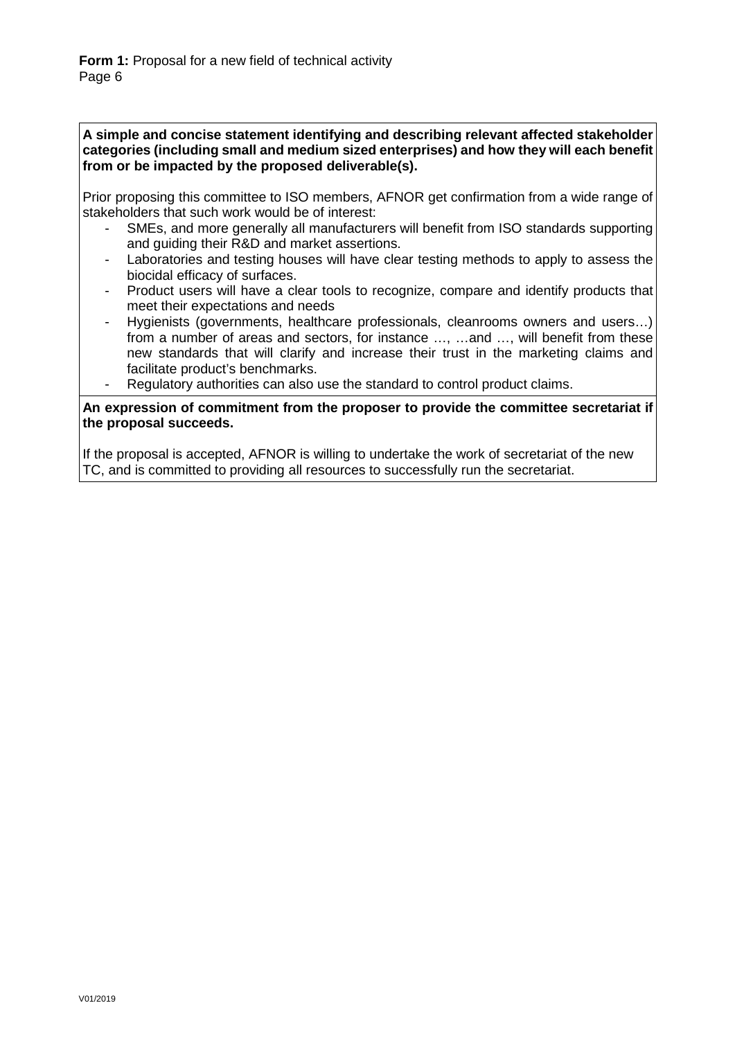**A simple and concise statement identifying and describing relevant affected stakeholder categories (including small and medium sized enterprises) and how they will each benefit from or be impacted by the proposed deliverable(s).**

Prior proposing this committee to ISO members, AFNOR get confirmation from a wide range of stakeholders that such work would be of interest:

- SMEs, and more generally all manufacturers will benefit from ISO standards supporting and guiding their R&D and market assertions.
- Laboratories and testing houses will have clear testing methods to apply to assess the biocidal efficacy of surfaces.
- Product users will have a clear tools to recognize, compare and identify products that meet their expectations and needs
- Hygienists (governments, healthcare professionals, cleanrooms owners and users…) from a number of areas and sectors, for instance …, …and …, will benefit from these new standards that will clarify and increase their trust in the marketing claims and facilitate product's benchmarks.
- Regulatory authorities can also use the standard to control product claims.

**An expression of commitment from the proposer to provide the committee secretariat if the proposal succeeds.**

If the proposal is accepted, AFNOR is willing to undertake the work of secretariat of the new TC, and is committed to providing all resources to successfully run the secretariat.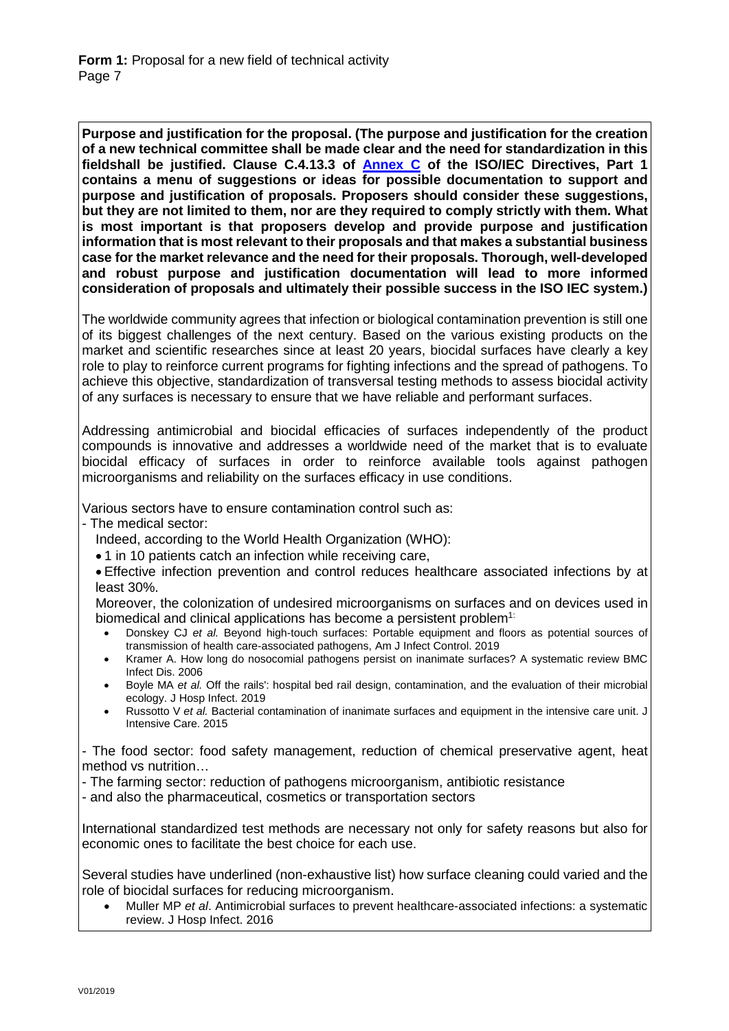**Form 1:** Proposal for a new field of technical activity

**Purpose and justification for the proposal. (The purpose and justification for the creation of a new technical committee shall be made clear and the need for standardization in this fieldshall be justified. Clause C.4.13.3 of Annex C of the ISO/IEC Directives, Part 1 contains a menu of suggestions or ideas for possible documentation to support and purpose and justification of proposals. Proposers should consider these suggestions, but they are not limited to them, nor are they required to comply strictly with them. What is most important is that proposers develop and provide purpose and justification information that is most relevant to their proposals and that makes a substantial business case for the market relevance and the need for their proposals. Thorough, well-developed and robust purpose and justification documentation will lead to more informed consideration of proposals and ultimately their possible success in the ISO IEC system.)**

The worldwide community agrees that infection or biological contamination prevention is still one of its biggest challenges of the next century. Based on the various existing products on the market and scientific researches since at least 20 years, biocidal surfaces have clearly a key role to play to reinforce current programs for fighting infections and the spread of pathogens. To achieve this objective, standardization of transversal testing methods to assess biocidal activity of any surfaces is necessary to ensure that we have reliable and performant surfaces.

Addressing antimicrobial and biocidal efficacies of surfaces independently of the product compounds is innovative and addresses a worldwide need of the market that is to evaluate biocidal efficacy of surfaces in order to reinforce available tools against pathogen microorganisms and reliability on the surfaces efficacy in use conditions.

Various sectors have to ensure contamination control such as:

- The medical sector:

  Indeed, according to the World Health Organization (WHO):

  - 1 in 10 patients catch an infection while receiving care,
  - Effective infection prevention and control reduces healthcare associated infections by at least 30%.

  Moreover, the colonization of undesired microorganisms on surfaces and on devices used in biomedical and clinical applications has become a persistent problem[1]:

  - Donskey CJ *et al.* Beyond high-touch surfaces: Portable equipment and floors as potential sources of transmission of health care-associated pathogens, Am J Infect Control. 2019
  - Kramer A. How long do nosocomial pathogens persist on inanimate surfaces? A systematic review BMC Infect Dis. 2006
  - Boyle MA *et al.* Off the rails': hospital bed rail design, contamination, and the evaluation of their microbial ecology. J Hosp Infect. 2019
  - Russotto V *et al.* Bacterial contamination of inanimate surfaces and equipment in the intensive care unit. J Intensive Care. 2015

- The food sector: food safety management, reduction of chemical preservative agent, heat method vs nutrition…
- The farming sector: reduction of pathogens microorganism, antibiotic resistance
- and also the pharmaceutical, cosmetics or transportation sectors

International standardized test methods are necessary not only for safety reasons but also for economic ones to facilitate the best choice for each use.

Several studies have underlined (non-exhaustive list) how surface cleaning could varied and the role of biocidal surfaces for reducing microorganism.

- Muller MP *et al*. Antimicrobial surfaces to prevent healthcare-associated infections: a systematic review. J Hosp Infect. 2016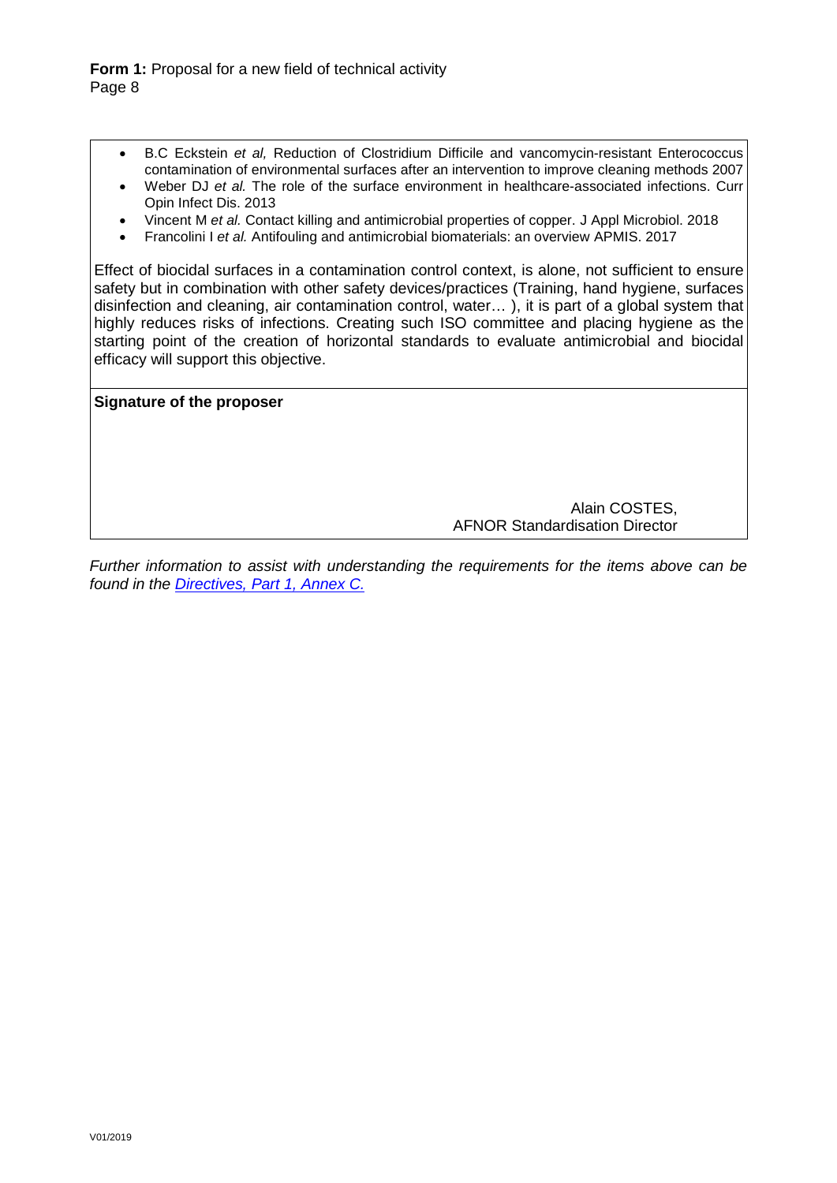- B.C Eckstein *et al,* Reduction of Clostridium Difficile and vancomycin-resistant Enterococcus contamination of environmental surfaces after an intervention to improve cleaning methods 2007
- Weber DJ *et al.* The role of the surface environment in healthcare-associated infections. Curr Opin Infect Dis. 2013
- Vincent M *et al.* Contact killing and antimicrobial properties of copper. J Appl Microbiol. 2018
- Francolini I *et al.* Antifouling and antimicrobial biomaterials: an overview APMIS. 2017

Effect of biocidal surfaces in a contamination control context, is alone, not sufficient to ensure safety but in combination with other safety devices/practices (Training, hand hygiene, surfaces disinfection and cleaning, air contamination control, water… ), it is part of a global system that highly reduces risks of infections. Creating such ISO committee and placing hygiene as the starting point of the creation of horizontal standards to evaluate antimicrobial and biocidal efficacy will support this objective.

**Signature of the proposer**

Alain COSTES,
AFNOR Standardisation Director

*Further information to assist with understanding the requirements for the items above can be found in the [Directives, Part 1, Annex C.](#)*